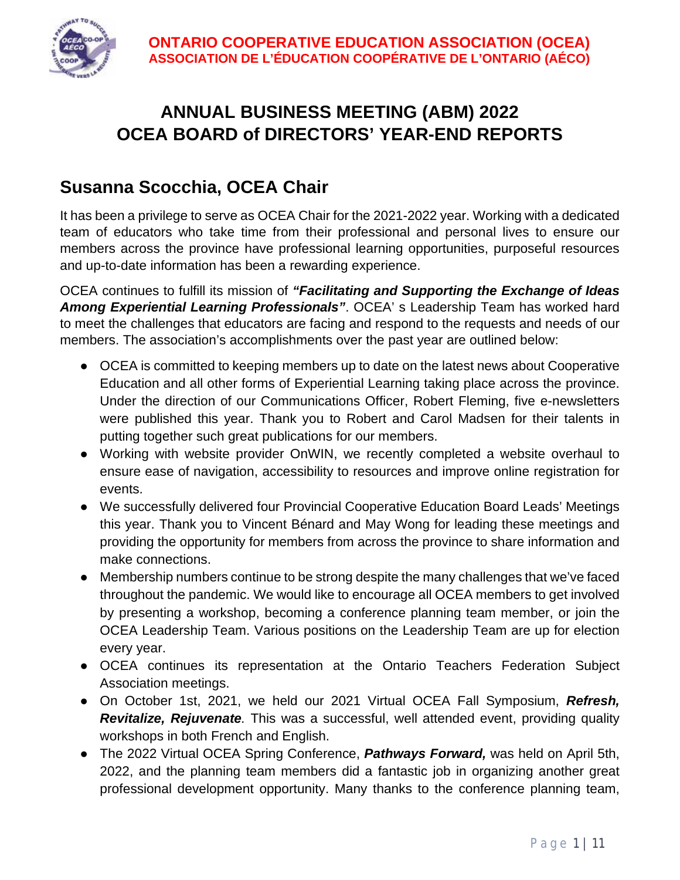**ONTARIO COOPERATIVE EDUCATION ASSOCIATION (OCEA)**
**ASSOCIATION DE L'ÉDUCATION COOPÉRATIVE DE L'ONTARIO (AÉCO)**

# ANNUAL BUSINESS MEETING (ABM) 2022
# OCEA BOARD of DIRECTORS' YEAR-END REPORTS

## Susanna Scocchia, OCEA Chair

It has been a privilege to serve as OCEA Chair for the 2021-2022 year. Working with a dedicated team of educators who take time from their professional and personal lives to ensure our members across the province have professional learning opportunities, purposeful resources and up-to-date information has been a rewarding experience.

OCEA continues to fulfill its mission of ***"Facilitating and Supporting the Exchange of Ideas Among Experiential Learning Professionals"***. OCEA' s Leadership Team has worked hard to meet the challenges that educators are facing and respond to the requests and needs of our members. The association's accomplishments over the past year are outlined below:

- OCEA is committed to keeping members up to date on the latest news about Cooperative Education and all other forms of Experiential Learning taking place across the province. Under the direction of our Communications Officer, Robert Fleming, five e-newsletters were published this year. Thank you to Robert and Carol Madsen for their talents in putting together such great publications for our members.
- Working with website provider OnWIN, we recently completed a website overhaul to ensure ease of navigation, accessibility to resources and improve online registration for events.
- We successfully delivered four Provincial Cooperative Education Board Leads' Meetings this year. Thank you to Vincent Bénard and May Wong for leading these meetings and providing the opportunity for members from across the province to share information and make connections.
- Membership numbers continue to be strong despite the many challenges that we've faced throughout the pandemic. We would like to encourage all OCEA members to get involved by presenting a workshop, becoming a conference planning team member, or join the OCEA Leadership Team. Various positions on the Leadership Team are up for election every year.
- OCEA continues its representation at the Ontario Teachers Federation Subject Association meetings.
- On October 1st, 2021, we held our 2021 Virtual OCEA Fall Symposium, ***Refresh, Revitalize, Rejuvenate***. This was a successful, well attended event, providing quality workshops in both French and English.
- The 2022 Virtual OCEA Spring Conference, ***Pathways Forward,*** was held on April 5th, 2022, and the planning team members did a fantastic job in organizing another great professional development opportunity. Many thanks to the conference planning team,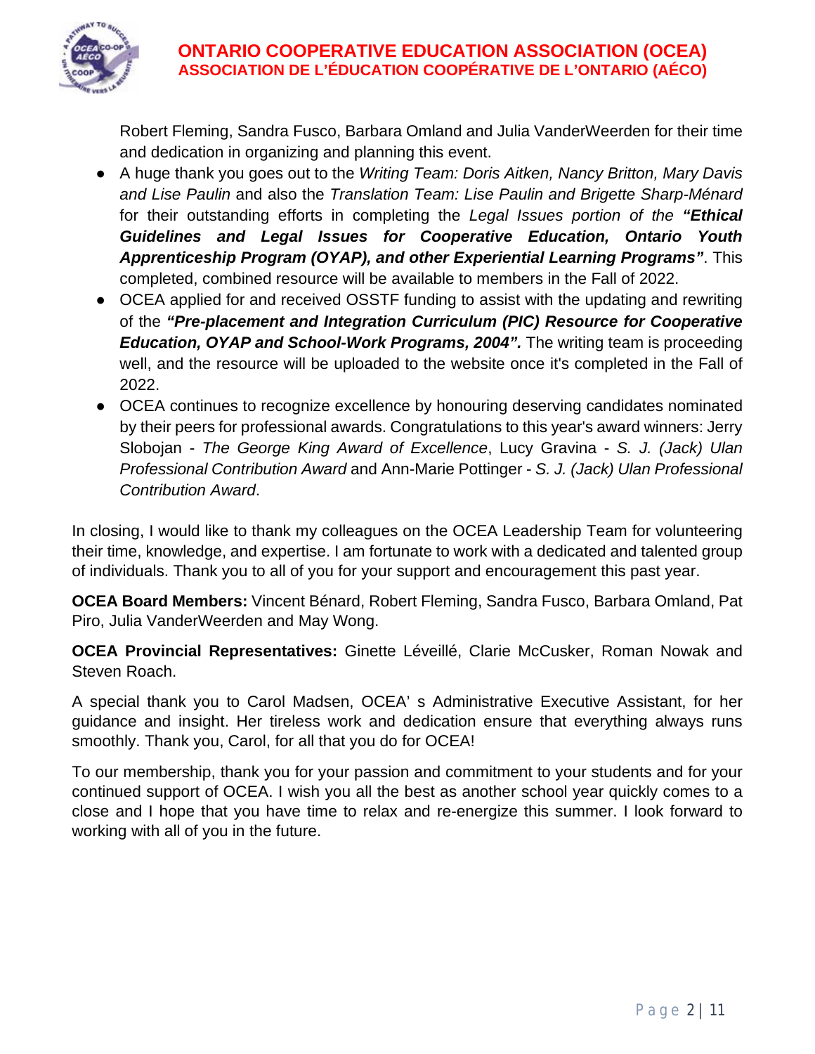Robert Fleming, Sandra Fusco, Barbara Omland and Julia VanderWeerden for their time and dedication in organizing and planning this event.

- A huge thank you goes out to the *Writing Team: Doris Aitken, Nancy Britton, Mary Davis and Lise Paulin* and also the *Translation Team: Lise Paulin and Brigette Sharp-Ménard* for their outstanding efforts in completing the *Legal Issues portion of the* ***"Ethical Guidelines and Legal Issues for Cooperative Education, Ontario Youth Apprenticeship Program (OYAP), and other Experiential Learning Programs"***. This completed, combined resource will be available to members in the Fall of 2022.
- OCEA applied for and received OSSTF funding to assist with the updating and rewriting of the ***"Pre-placement and Integration Curriculum (PIC) Resource for Cooperative Education, OYAP and School-Work Programs, 2004".*** The writing team is proceeding well, and the resource will be uploaded to the website once it's completed in the Fall of 2022.
- OCEA continues to recognize excellence by honouring deserving candidates nominated by their peers for professional awards. Congratulations to this year's award winners: Jerry Slobojan - *The George King Award of Excellence*, Lucy Gravina - *S. J. (Jack) Ulan Professional Contribution Award* and Ann-Marie Pottinger - *S. J. (Jack) Ulan Professional Contribution Award*.

In closing, I would like to thank my colleagues on the OCEA Leadership Team for volunteering their time, knowledge, and expertise. I am fortunate to work with a dedicated and talented group of individuals. Thank you to all of you for your support and encouragement this past year.

**OCEA Board Members:** Vincent Bénard, Robert Fleming, Sandra Fusco, Barbara Omland, Pat Piro, Julia VanderWeerden and May Wong.

**OCEA Provincial Representatives:** Ginette Léveillé, Clarie McCusker, Roman Nowak and Steven Roach.

A special thank you to Carol Madsen, OCEA' s Administrative Executive Assistant, for her guidance and insight. Her tireless work and dedication ensure that everything always runs smoothly. Thank you, Carol, for all that you do for OCEA!

To our membership, thank you for your passion and commitment to your students and for your continued support of OCEA. I wish you all the best as another school year quickly comes to a close and I hope that you have time to relax and re-energize this summer. I look forward to working with all of you in the future.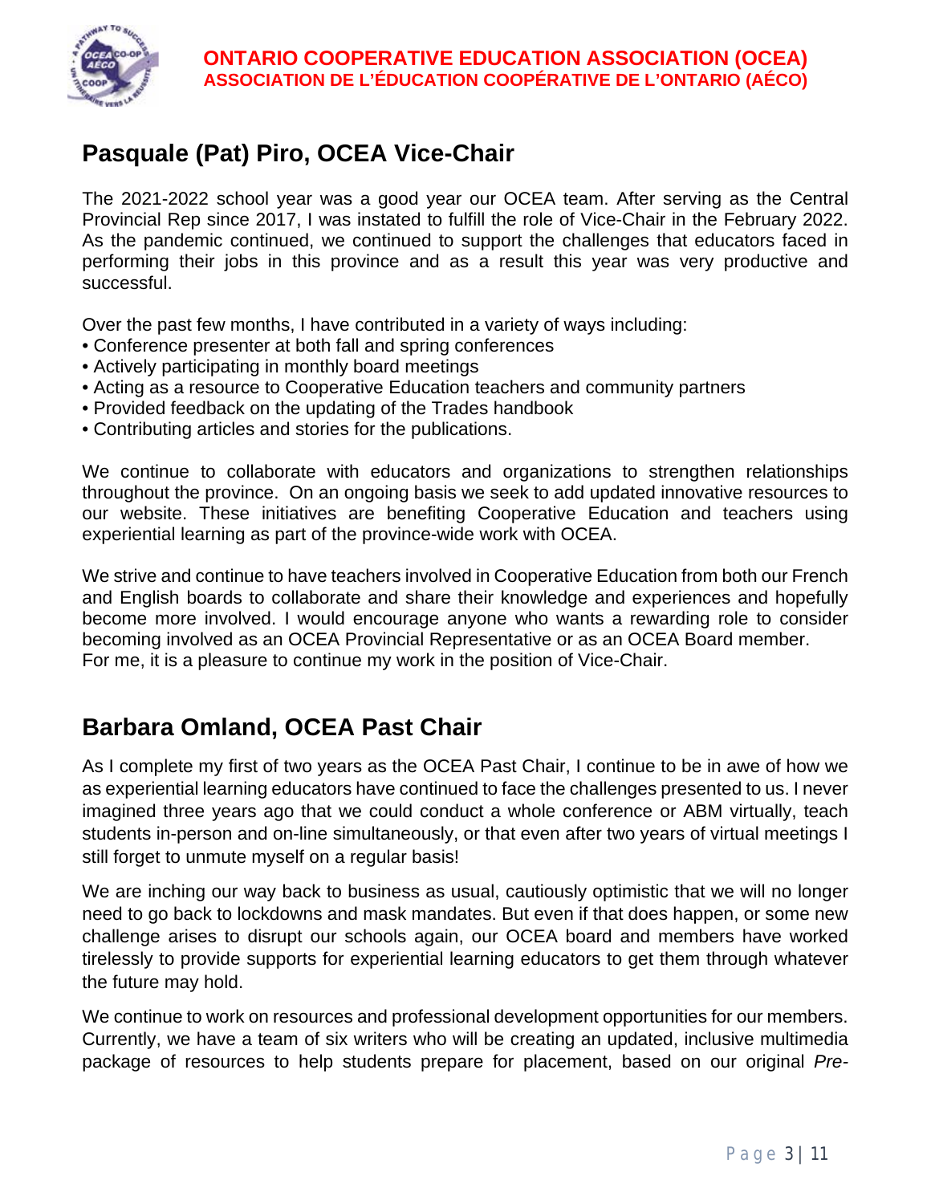## Pasquale (Pat) Piro, OCEA Vice-Chair

The 2021-2022 school year was a good year our OCEA team. After serving as the Central Provincial Rep since 2017, I was instated to fulfill the role of Vice-Chair in the February 2022. As the pandemic continued, we continued to support the challenges that educators faced in performing their jobs in this province and as a result this year was very productive and successful.

Over the past few months, I have contributed in a variety of ways including:

- Conference presenter at both fall and spring conferences
- Actively participating in monthly board meetings
- Acting as a resource to Cooperative Education teachers and community partners
- Provided feedback on the updating of the Trades handbook
- Contributing articles and stories for the publications.

We continue to collaborate with educators and organizations to strengthen relationships throughout the province. On an ongoing basis we seek to add updated innovative resources to our website. These initiatives are benefiting Cooperative Education and teachers using experiential learning as part of the province-wide work with OCEA.

We strive and continue to have teachers involved in Cooperative Education from both our French and English boards to collaborate and share their knowledge and experiences and hopefully become more involved. I would encourage anyone who wants a rewarding role to consider becoming involved as an OCEA Provincial Representative or as an OCEA Board member. For me, it is a pleasure to continue my work in the position of Vice-Chair.

## Barbara Omland, OCEA Past Chair

As I complete my first of two years as the OCEA Past Chair, I continue to be in awe of how we as experiential learning educators have continued to face the challenges presented to us. I never imagined three years ago that we could conduct a whole conference or ABM virtually, teach students in-person and on-line simultaneously, or that even after two years of virtual meetings I still forget to unmute myself on a regular basis!

We are inching our way back to business as usual, cautiously optimistic that we will no longer need to go back to lockdowns and mask mandates. But even if that does happen, or some new challenge arises to disrupt our schools again, our OCEA board and members have worked tirelessly to provide supports for experiential learning educators to get them through whatever the future may hold.

We continue to work on resources and professional development opportunities for our members. Currently, we have a team of six writers who will be creating an updated, inclusive multimedia package of resources to help students prepare for placement, based on our original *Pre-*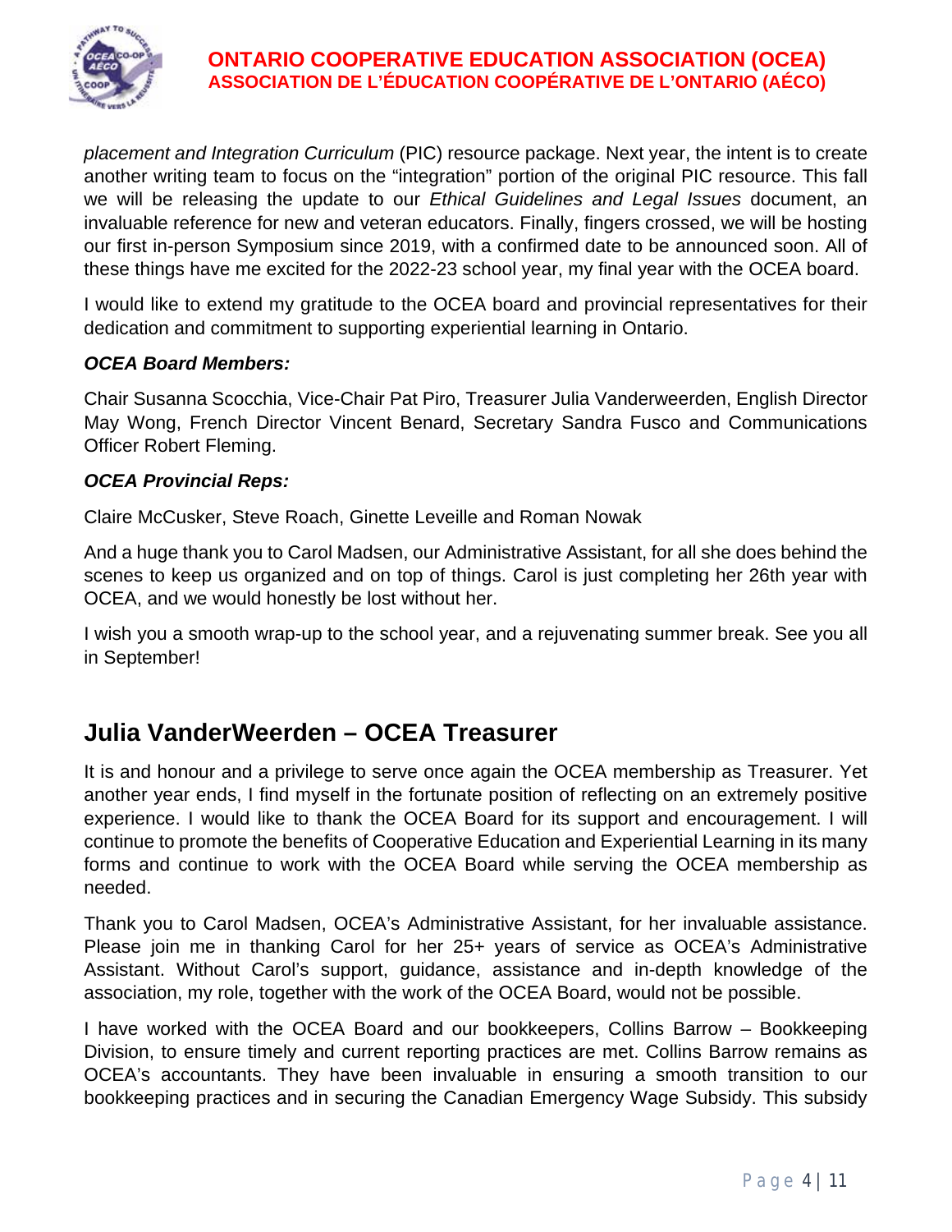*placement and Integration Curriculum* (PIC) resource package. Next year, the intent is to create another writing team to focus on the "integration" portion of the original PIC resource. This fall we will be releasing the update to our *Ethical Guidelines and Legal Issues* document, an invaluable reference for new and veteran educators. Finally, fingers crossed, we will be hosting our first in-person Symposium since 2019, with a confirmed date to be announced soon. All of these things have me excited for the 2022-23 school year, my final year with the OCEA board.

I would like to extend my gratitude to the OCEA board and provincial representatives for their dedication and commitment to supporting experiential learning in Ontario.

***OCEA Board Members:***

Chair Susanna Scocchia, Vice-Chair Pat Piro, Treasurer Julia Vanderweerden, English Director May Wong, French Director Vincent Benard, Secretary Sandra Fusco and Communications Officer Robert Fleming.

***OCEA Provincial Reps:***

Claire McCusker, Steve Roach, Ginette Leveille and Roman Nowak

And a huge thank you to Carol Madsen, our Administrative Assistant, for all she does behind the scenes to keep us organized and on top of things. Carol is just completing her 26th year with OCEA, and we would honestly be lost without her.

I wish you a smooth wrap-up to the school year, and a rejuvenating summer break. See you all in September!

## Julia VanderWeerden – OCEA Treasurer

It is and honour and a privilege to serve once again the OCEA membership as Treasurer. Yet another year ends, I find myself in the fortunate position of reflecting on an extremely positive experience. I would like to thank the OCEA Board for its support and encouragement. I will continue to promote the benefits of Cooperative Education and Experiential Learning in its many forms and continue to work with the OCEA Board while serving the OCEA membership as needed.

Thank you to Carol Madsen, OCEA's Administrative Assistant, for her invaluable assistance. Please join me in thanking Carol for her 25+ years of service as OCEA's Administrative Assistant. Without Carol's support, guidance, assistance and in-depth knowledge of the association, my role, together with the work of the OCEA Board, would not be possible.

I have worked with the OCEA Board and our bookkeepers, Collins Barrow – Bookkeeping Division, to ensure timely and current reporting practices are met. Collins Barrow remains as OCEA's accountants. They have been invaluable in ensuring a smooth transition to our bookkeeping practices and in securing the Canadian Emergency Wage Subsidy. This subsidy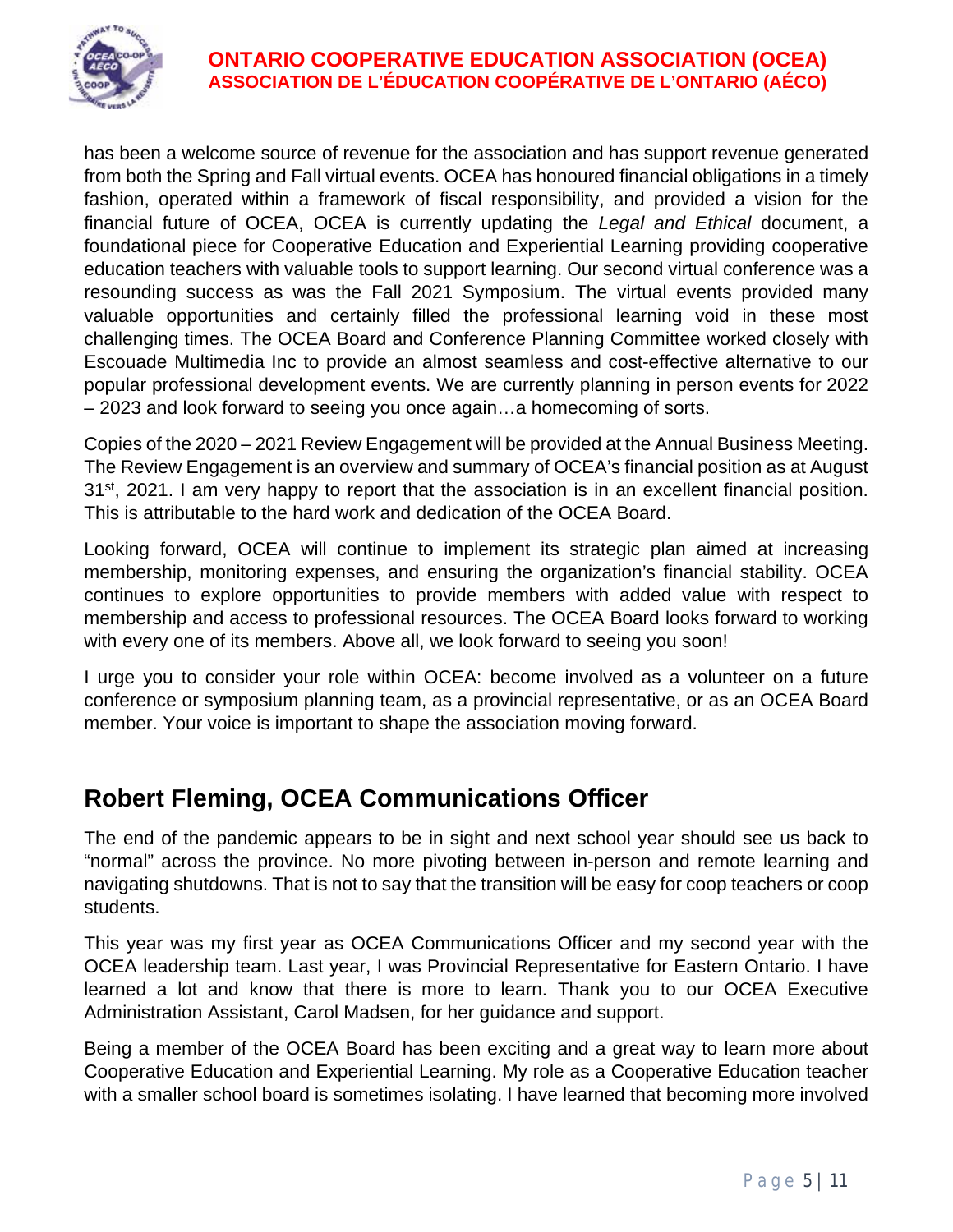has been a welcome source of revenue for the association and has support revenue generated from both the Spring and Fall virtual events. OCEA has honoured financial obligations in a timely fashion, operated within a framework of fiscal responsibility, and provided a vision for the financial future of OCEA, OCEA is currently updating the *Legal and Ethical* document, a foundational piece for Cooperative Education and Experiential Learning providing cooperative education teachers with valuable tools to support learning. Our second virtual conference was a resounding success as was the Fall 2021 Symposium. The virtual events provided many valuable opportunities and certainly filled the professional learning void in these most challenging times. The OCEA Board and Conference Planning Committee worked closely with Escouade Multimedia Inc to provide an almost seamless and cost-effective alternative to our popular professional development events. We are currently planning in person events for 2022 – 2023 and look forward to seeing you once again…a homecoming of sorts.

Copies of the 2020 – 2021 Review Engagement will be provided at the Annual Business Meeting. The Review Engagement is an overview and summary of OCEA's financial position as at August 31st, 2021. I am very happy to report that the association is in an excellent financial position. This is attributable to the hard work and dedication of the OCEA Board.

Looking forward, OCEA will continue to implement its strategic plan aimed at increasing membership, monitoring expenses, and ensuring the organization's financial stability. OCEA continues to explore opportunities to provide members with added value with respect to membership and access to professional resources. The OCEA Board looks forward to working with every one of its members. Above all, we look forward to seeing you soon!

I urge you to consider your role within OCEA: become involved as a volunteer on a future conference or symposium planning team, as a provincial representative, or as an OCEA Board member. Your voice is important to shape the association moving forward.

## Robert Fleming, OCEA Communications Officer

The end of the pandemic appears to be in sight and next school year should see us back to "normal" across the province. No more pivoting between in-person and remote learning and navigating shutdowns. That is not to say that the transition will be easy for coop teachers or coop students.

This year was my first year as OCEA Communications Officer and my second year with the OCEA leadership team. Last year, I was Provincial Representative for Eastern Ontario. I have learned a lot and know that there is more to learn. Thank you to our OCEA Executive Administration Assistant, Carol Madsen, for her guidance and support.

Being a member of the OCEA Board has been exciting and a great way to learn more about Cooperative Education and Experiential Learning. My role as a Cooperative Education teacher with a smaller school board is sometimes isolating. I have learned that becoming more involved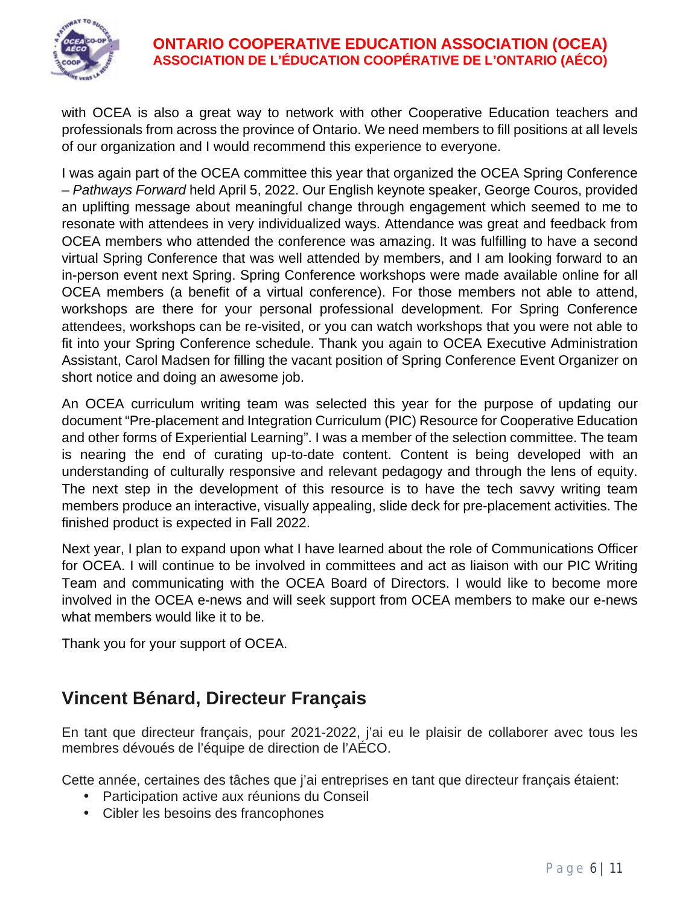with OCEA is also a great way to network with other Cooperative Education teachers and professionals from across the province of Ontario. We need members to fill positions at all levels of our organization and I would recommend this experience to everyone.

I was again part of the OCEA committee this year that organized the OCEA Spring Conference – *Pathways Forward* held April 5, 2022. Our English keynote speaker, George Couros, provided an uplifting message about meaningful change through engagement which seemed to me to resonate with attendees in very individualized ways. Attendance was great and feedback from OCEA members who attended the conference was amazing. It was fulfilling to have a second virtual Spring Conference that was well attended by members, and I am looking forward to an in-person event next Spring. Spring Conference workshops were made available online for all OCEA members (a benefit of a virtual conference). For those members not able to attend, workshops are there for your personal professional development. For Spring Conference attendees, workshops can be re-visited, or you can watch workshops that you were not able to fit into your Spring Conference schedule. Thank you again to OCEA Executive Administration Assistant, Carol Madsen for filling the vacant position of Spring Conference Event Organizer on short notice and doing an awesome job.

An OCEA curriculum writing team was selected this year for the purpose of updating our document "Pre-placement and Integration Curriculum (PIC) Resource for Cooperative Education and other forms of Experiential Learning". I was a member of the selection committee. The team is nearing the end of curating up-to-date content. Content is being developed with an understanding of culturally responsive and relevant pedagogy and through the lens of equity. The next step in the development of this resource is to have the tech savvy writing team members produce an interactive, visually appealing, slide deck for pre-placement activities. The finished product is expected in Fall 2022.

Next year, I plan to expand upon what I have learned about the role of Communications Officer for OCEA. I will continue to be involved in committees and act as liaison with our PIC Writing Team and communicating with the OCEA Board of Directors. I would like to become more involved in the OCEA e-news and will seek support from OCEA members to make our e-news what members would like it to be.

Thank you for your support of OCEA.

## Vincent Bénard, Directeur Français

En tant que directeur français, pour 2021-2022, j'ai eu le plaisir de collaborer avec tous les membres dévoués de l'équipe de direction de l'AÉCO.

Cette année, certaines des tâches que j'ai entreprises en tant que directeur français étaient:

- Participation active aux réunions du Conseil
- Cibler les besoins des francophones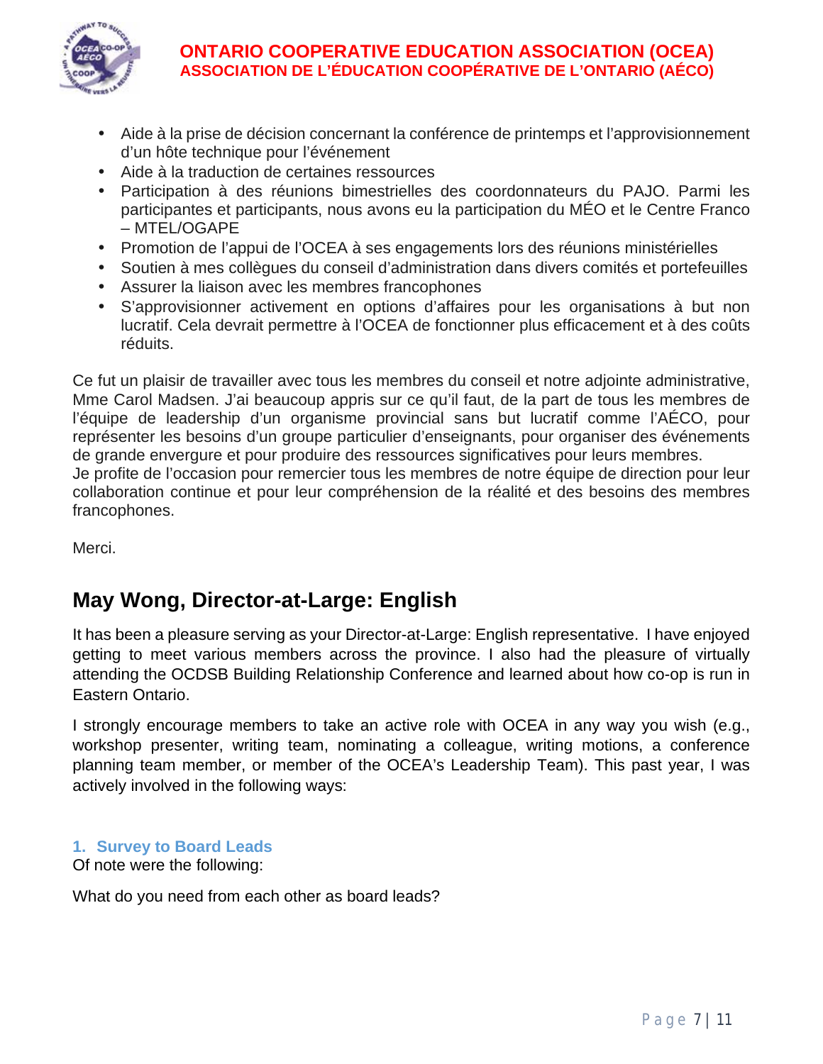- Aide à la prise de décision concernant la conférence de printemps et l'approvisionnement d'un hôte technique pour l'événement
- Aide à la traduction de certaines ressources
- Participation à des réunions bimestrielles des coordonnateurs du PAJO. Parmi les participantes et participants, nous avons eu la participation du MÉO et le Centre Franco – MTEL/OGAPE
- Promotion de l'appui de l'OCEA à ses engagements lors des réunions ministérielles
- Soutien à mes collègues du conseil d'administration dans divers comités et portefeuilles
- Assurer la liaison avec les membres francophones
- S'approvisionner activement en options d'affaires pour les organisations à but non lucratif. Cela devrait permettre à l'OCEA de fonctionner plus efficacement et à des coûts réduits.

Ce fut un plaisir de travailler avec tous les membres du conseil et notre adjointe administrative, Mme Carol Madsen. J'ai beaucoup appris sur ce qu'il faut, de la part de tous les membres de l'équipe de leadership d'un organisme provincial sans but lucratif comme l'AÉCO, pour représenter les besoins d'un groupe particulier d'enseignants, pour organiser des événements de grande envergure et pour produire des ressources significatives pour leurs membres.
Je profite de l'occasion pour remercier tous les membres de notre équipe de direction pour leur collaboration continue et pour leur compréhension de la réalité et des besoins des membres francophones.

Merci.

## May Wong, Director-at-Large: English

It has been a pleasure serving as your Director-at-Large: English representative. I have enjoyed getting to meet various members across the province. I also had the pleasure of virtually attending the OCDSB Building Relationship Conference and learned about how co-op is run in Eastern Ontario.

I strongly encourage members to take an active role with OCEA in any way you wish (e.g., workshop presenter, writing team, nominating a colleague, writing motions, a conference planning team member, or member of the OCEA's Leadership Team). This past year, I was actively involved in the following ways:

### 1. Survey to Board Leads

Of note were the following:

What do you need from each other as board leads?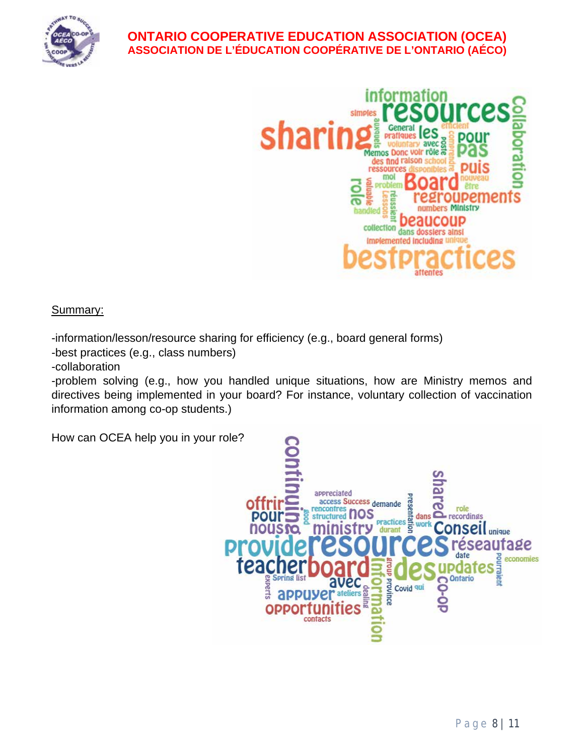Summary:

-information/lesson/resource sharing for efficiency (e.g., board general forms)
-best practices (e.g., class numbers)
-collaboration
-problem solving (e.g., how you handled unique situations, how are Ministry memos and directives being implemented in your board? For instance, voluntary collection of vaccination information among co-op students.)

How can OCEA help you in your role?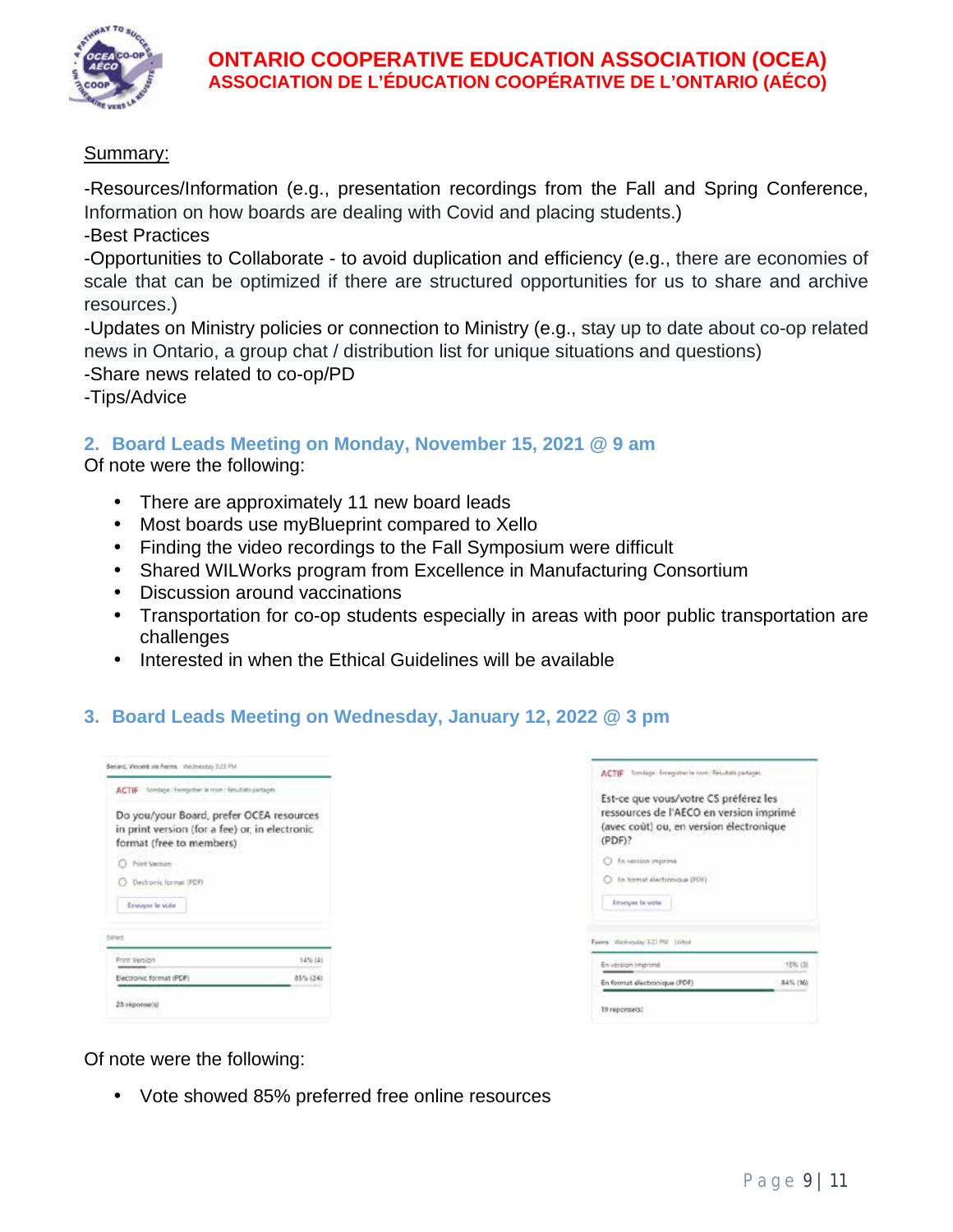Summary:

-Resources/Information (e.g., presentation recordings from the Fall and Spring Conference, Information on how boards are dealing with Covid and placing students.)
-Best Practices
-Opportunities to Collaborate - to avoid duplication and efficiency (e.g., there are economies of scale that can be optimized if there are structured opportunities for us to share and archive resources.)
-Updates on Ministry policies or connection to Ministry (e.g., stay up to date about co-op related news in Ontario, a group chat / distribution list for unique situations and questions)
-Share news related to co-op/PD
-Tips/Advice

## 2. Board Leads Meeting on Monday, November 15, 2021 @ 9 am

Of note were the following:

- There are approximately 11 new board leads
- Most boards use myBlueprint compared to Xello
- Finding the video recordings to the Fall Symposium were difficult
- Shared WILWorks program from Excellence in Manufacturing Consortium
- Discussion around vaccinations
- Transportation for co-op students especially in areas with poor public transportation are challenges
- Interested in when the Ethical Guidelines will be available

## 3. Board Leads Meeting on Wednesday, January 12, 2022 @ 3 pm

Do you/your Board, prefer OCEA resources in print version (for a fee) or, in electronic format (free to members)

| Option | Result |
| --- | --- |
| Print Version | 14% (4) |
| Electronic format (PDF) | 85% (24) |

28 réponse(s)

Est-ce que vous/votre CS préférez les ressources de l'AÉCO en version imprimé (avec coût) ou, en version électronique (PDF)?

| Option | Résultat |
| --- | --- |
| En version imprimé | 15% (3) |
| En format électronique (PDF) | 84% (16) |

19 réponse(s)

Of note were the following:

- Vote showed 85% preferred free online resources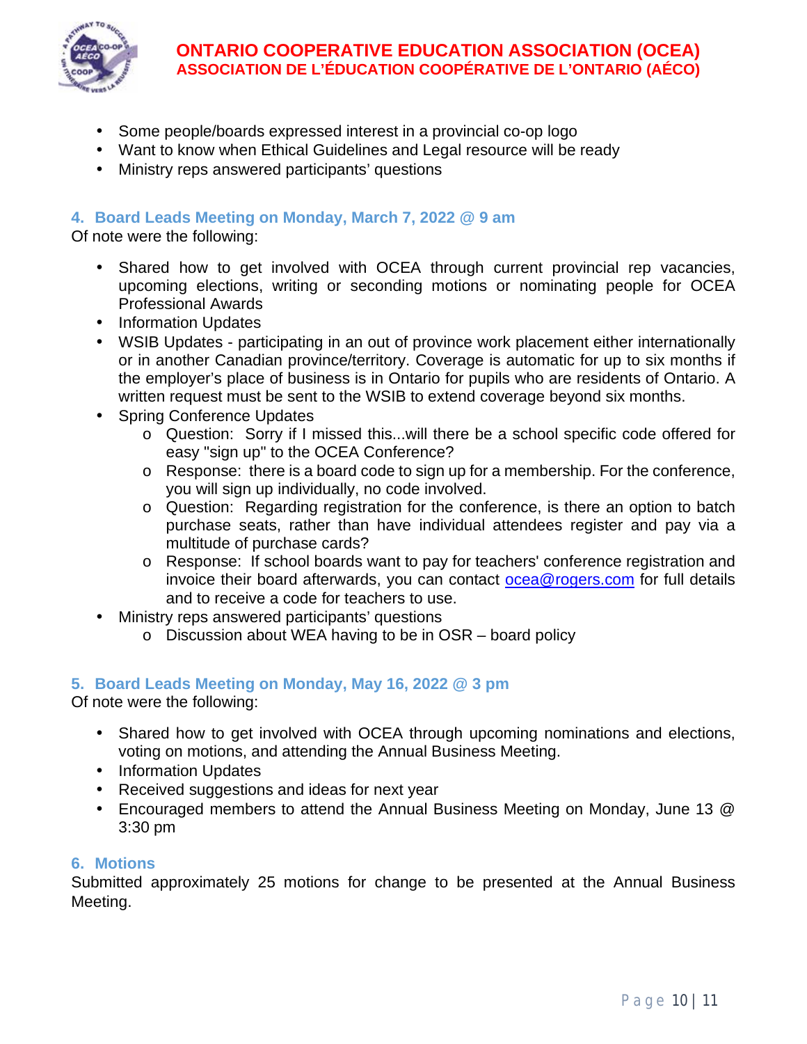- Some people/boards expressed interest in a provincial co-op logo
- Want to know when Ethical Guidelines and Legal resource will be ready
- Ministry reps answered participants' questions

### 4. Board Leads Meeting on Monday, March 7, 2022 @ 9 am

Of note were the following:

- Shared how to get involved with OCEA through current provincial rep vacancies, upcoming elections, writing or seconding motions or nominating people for OCEA Professional Awards
- Information Updates
- WSIB Updates - participating in an out of province work placement either internationally or in another Canadian province/territory. Coverage is automatic for up to six months if the employer's place of business is in Ontario for pupils who are residents of Ontario. A written request must be sent to the WSIB to extend coverage beyond six months.
- Spring Conference Updates
  - Question: Sorry if I missed this...will there be a school specific code offered for easy "sign up" to the OCEA Conference?
  - Response: there is a board code to sign up for a membership. For the conference, you will sign up individually, no code involved.
  - Question: Regarding registration for the conference, is there an option to batch purchase seats, rather than have individual attendees register and pay via a multitude of purchase cards?
  - Response: If school boards want to pay for teachers' conference registration and invoice their board afterwards, you can contact ocea@rogers.com for full details and to receive a code for teachers to use.
- Ministry reps answered participants' questions
  - Discussion about WEA having to be in OSR – board policy

### 5. Board Leads Meeting on Monday, May 16, 2022 @ 3 pm

Of note were the following:

- Shared how to get involved with OCEA through upcoming nominations and elections, voting on motions, and attending the Annual Business Meeting.
- Information Updates
- Received suggestions and ideas for next year
- Encouraged members to attend the Annual Business Meeting on Monday, June 13 @ 3:30 pm

### 6. Motions

Submitted approximately 25 motions for change to be presented at the Annual Business Meeting.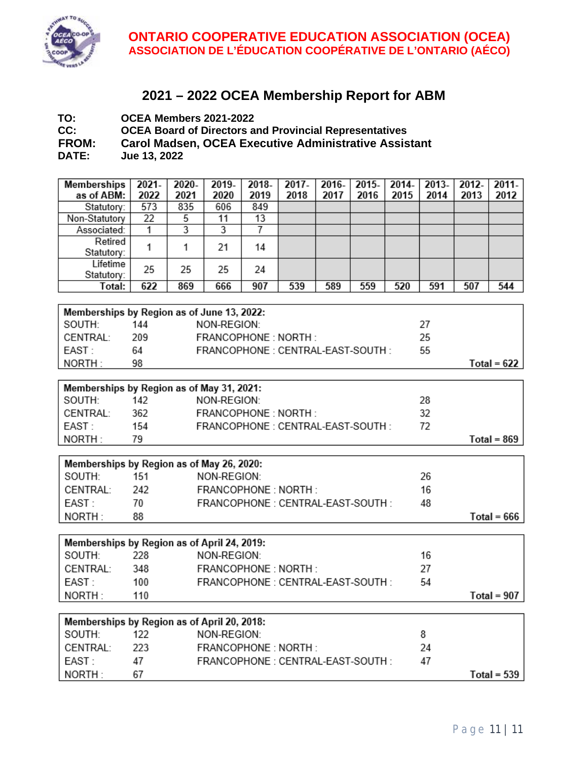**ONTARIO COOPERATIVE EDUCATION ASSOCIATION (OCEA)**
**ASSOCIATION DE L'ÉDUCATION COOPÉRATIVE DE L'ONTARIO (AÉCO)**

## 2021 – 2022 OCEA Membership Report for ABM

**TO:** OCEA Members 2021-2022
**CC:** OCEA Board of Directors and Provincial Representatives
**FROM:** Carol Madsen, OCEA Executive Administrative Assistant
**DATE:** Jue 13, 2022

| Memberships as of ABM: | 2021-2022 | 2020-2021 | 2019-2020 | 2018-2019 | 2017-2018 | 2016-2017 | 2015-2016 | 2014-2015 | 2013-2014 | 2012-2013 | 2011-2012 |
|---|---|---|---|---|---|---|---|---|---|---|---|
| Statutory: | 573 | 835 | 606 | 849 | | | | | | | |
| Non-Statutory | 22 | 5 | 11 | 13 | | | | | | | |
| Associated: | 1 | 3 | 3 | 7 | | | | | | | |
| Retired Statutory: | 1 | 1 | 21 | 14 | | | | | | | |
| Lifetime Statutory: | 25 | 25 | 25 | 24 | | | | | | | |
| **Total:** | **622** | **869** | **666** | **907** | **539** | **589** | **559** | **520** | **591** | **507** | **544** |

**Memberships by Region as of June 13, 2022:**

| | | | |
|---|---|---|---|
| SOUTH: | 144 | NON-REGION: | 27 |
| CENTRAL: | 209 | FRANCOPHONE : NORTH : | 25 |
| EAST : | 64 | FRANCOPHONE : CENTRAL-EAST-SOUTH : | 55 |
| NORTH : | 98 | | **Total = 622** |

**Memberships by Region as of May 31, 2021:**

| | | | |
|---|---|---|---|
| SOUTH: | 142 | NON-REGION: | 28 |
| CENTRAL: | 362 | FRANCOPHONE : NORTH : | 32 |
| EAST : | 154 | FRANCOPHONE : CENTRAL-EAST-SOUTH : | 72 |
| NORTH : | 79 | | **Total = 869** |

**Memberships by Region as of May 26, 2020:**

| | | | |
|---|---|---|---|
| SOUTH: | 151 | NON-REGION: | 26 |
| CENTRAL: | 242 | FRANCOPHONE : NORTH : | 16 |
| EAST : | 70 | FRANCOPHONE : CENTRAL-EAST-SOUTH : | 48 |
| NORTH : | 88 | | **Total = 666** |

**Memberships by Region as of April 24, 2019:**

| | | | |
|---|---|---|---|
| SOUTH: | 228 | NON-REGION: | 16 |
| CENTRAL: | 348 | FRANCOPHONE : NORTH : | 27 |
| EAST : | 100 | FRANCOPHONE : CENTRAL-EAST-SOUTH : | 54 |
| NORTH : | 110 | | **Total = 907** |

**Memberships by Region as of April 20, 2018:**

| | | | |
|---|---|---|---|
| SOUTH: | 122 | NON-REGION: | 8 |
| CENTRAL: | 223 | FRANCOPHONE : NORTH : | 24 |
| EAST : | 47 | FRANCOPHONE : CENTRAL-EAST-SOUTH : | 47 |
| NORTH : | 67 | | **Total = 539** |